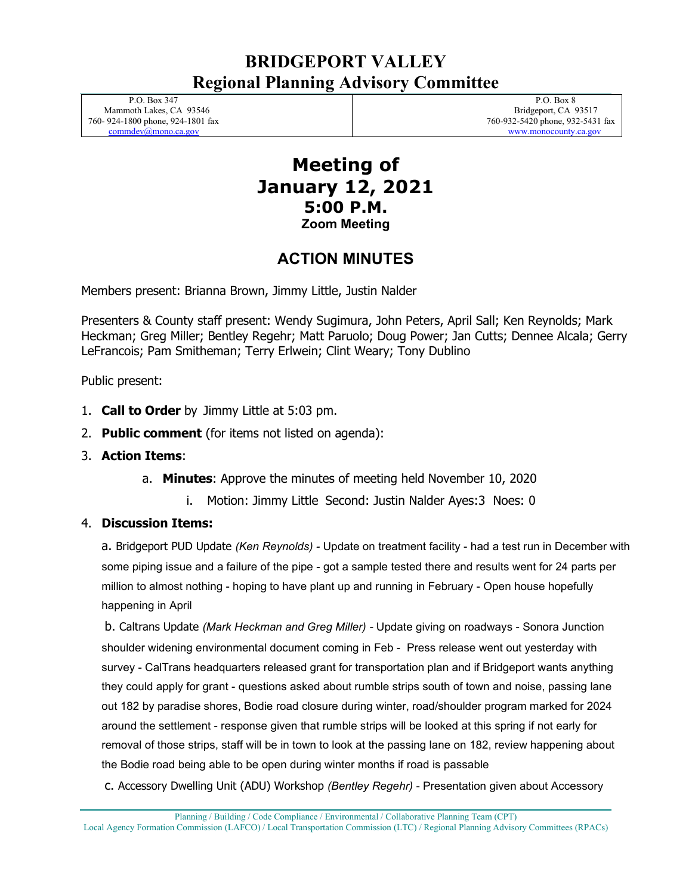# BRIDGEPORT VALLEY
## Regional Planning Advisory Committee

| P.O. Box 347<br>Mammoth Lakes, CA 93546<br>760- 924-1800 phone, 924-1801 fax<br>commdev@mono.ca.gov | P.O. Box 8<br>Bridgeport, CA 93517<br>760-932-5420 phone, 932-5431 fax<br>www.monocounty.ca.gov |
|---|---|

# Meeting of
# January 12, 2021
## 5:00 P.M.
### Zoom Meeting

## ACTION MINUTES

Members present: Brianna Brown, Jimmy Little, Justin Nalder

Presenters & County staff present: Wendy Sugimura, John Peters, April Sall; Ken Reynolds; Mark Heckman; Greg Miller; Bentley Regehr; Matt Paruolo; Doug Power; Jan Cutts; Dennee Alcala; Gerry LeFrancois; Pam Smitheman; Terry Erlwein; Clint Weary; Tony Dublino

Public present:

1. **Call to Order** by Jimmy Little at 5:03 pm.
2. **Public comment** (for items not listed on agenda):
3. **Action Items**:
    a. **Minutes**: Approve the minutes of meeting held November 10, 2020
        i. Motion: Jimmy Little Second: Justin Nalder Ayes:3 Noes: 0
4. **Discussion Items:**

a. Bridgeport PUD Update *(Ken Reynolds)* - Update on treatment facility - had a test run in December with some piping issue and a failure of the pipe - got a sample tested there and results went for 24 parts per million to almost nothing - hoping to have plant up and running in February - Open house hopefully happening in April

b. Caltrans Update *(Mark Heckman and Greg Miller)* - Update giving on roadways - Sonora Junction shoulder widening environmental document coming in Feb - Press release went out yesterday with survey - CalTrans headquarters released grant for transportation plan and if Bridgeport wants anything they could apply for grant - questions asked about rumble strips south of town and noise, passing lane out 182 by paradise shores, Bodie road closure during winter, road/shoulder program marked for 2024 around the settlement - response given that rumble strips will be looked at this spring if not early for removal of those strips, staff will be in town to look at the passing lane on 182, review happening about the Bodie road being able to be open during winter months if road is passable

c. Accessory Dwelling Unit (ADU) Workshop *(Bentley Regehr)* - Presentation given about Accessory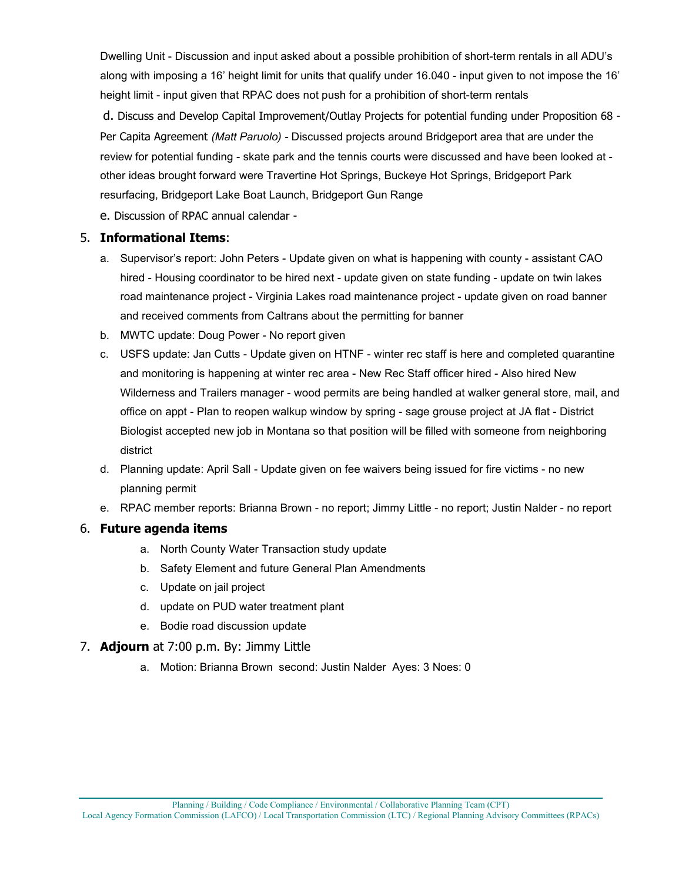Dwelling Unit - Discussion and input asked about a possible prohibition of short-term rentals in all ADU's along with imposing a 16' height limit for units that qualify under 16.040 - input given to not impose the 16' height limit - input given that RPAC does not push for a prohibition of short-term rentals

d. Discuss and Develop Capital Improvement/Outlay Projects for potential funding under Proposition 68 - Per Capita Agreement *(Matt Paruolo)* - Discussed projects around Bridgeport area that are under the review for potential funding - skate park and the tennis courts were discussed and have been looked at - other ideas brought forward were Travertine Hot Springs, Buckeye Hot Springs, Bridgeport Park resurfacing, Bridgeport Lake Boat Launch, Bridgeport Gun Range

e. Discussion of RPAC annual calendar -

5. **Informational Items**:
   a. Supervisor's report: John Peters - Update given on what is happening with county - assistant CAO hired - Housing coordinator to be hired next - update given on state funding - update on twin lakes road maintenance project - Virginia Lakes road maintenance project - update given on road banner and received comments from Caltrans about the permitting for banner
   b. MWTC update: Doug Power - No report given
   c. USFS update: Jan Cutts - Update given on HTNF - winter rec staff is here and completed quarantine and monitoring is happening at winter rec area - New Rec Staff officer hired - Also hired New Wilderness and Trailers manager - wood permits are being handled at walker general store, mail, and office on appt - Plan to reopen walkup window by spring - sage grouse project at JA flat - District Biologist accepted new job in Montana so that position will be filled with someone from neighboring district
   d. Planning update: April Sall - Update given on fee waivers being issued for fire victims - no new planning permit
   e. RPAC member reports: Brianna Brown - no report; Jimmy Little - no report; Justin Nalder - no report

6. **Future agenda items**
   a. North County Water Transaction study update
   b. Safety Element and future General Plan Amendments
   c. Update on jail project
   d. update on PUD water treatment plant
   e. Bodie road discussion update

7. **Adjourn** at 7:00 p.m. By: Jimmy Little
   a. Motion: Brianna Brown second: Justin Nalder Ayes: 3 Noes: 0

Planning / Building / Code Compliance / Environmental / Collaborative Planning Team (CPT)
Local Agency Formation Commission (LAFCO) / Local Transportation Commission (LTC) / Regional Planning Advisory Committees (RPACs)